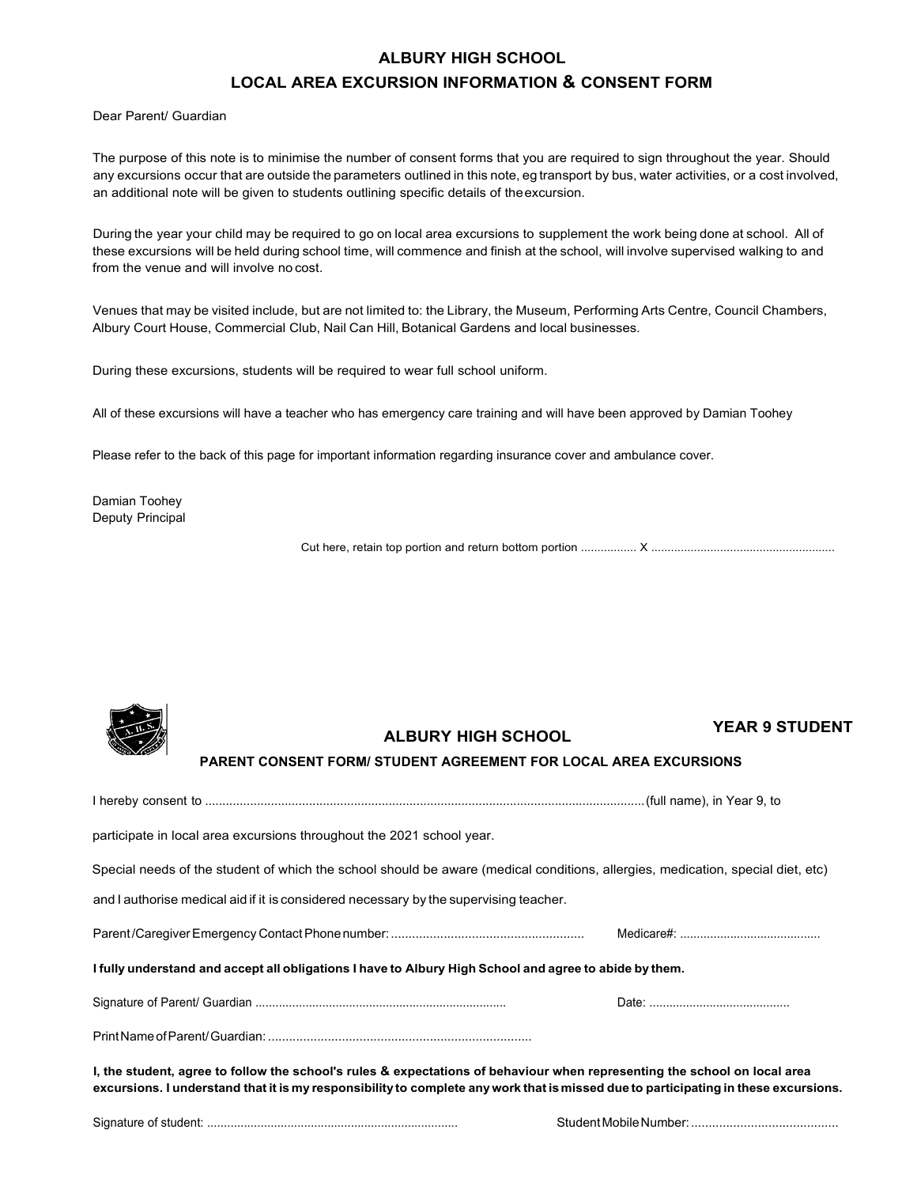# ALBURY HIGH SCHOOL

## LOCAL AREA EXCURSION INFORMATION & CONSENT FORM

Dear Parent/ Guardian

The purpose of this note is to minimise the number of consent forms that you are required to sign throughout the year. Should any excursions occur that are outside the parameters outlined in this note, eg transport by bus, water activities, or a cost involved, an additional note will be given to students outlining specific details of the excursion.

During the year your child may be required to go on local area excursions to supplement the work being done at school. All of these excursions will be held during school time, will commence and finish at the school, will involve supervised walking to and from the venue and will involve no cost.

Venues that may be visited include, but are not limited to: the Library, the Museum, Performing Arts Centre, Council Chambers, Albury Court House, Commercial Club, Nail Can Hill, Botanical Gardens and local businesses.

During these excursions, students will be required to wear full school uniform.

All of these excursions will have a teacher who has emergency care training and will have been approved by Damian Toohey

Please refer to the back of this page for important information regarding insurance cover and ambulance cover.

Damian Toohey
Deputy Principal

Cut here, retain top portion and return bottom portion ................. X .......................................................

**YEAR 9 STUDENT**

## ALBURY HIGH SCHOOL

### PARENT CONSENT FORM/ STUDENT AGREEMENT FOR LOCAL AREA EXCURSIONS

I hereby consent to ..............................................................................................................................(full name), in Year 9, to

participate in local area excursions throughout the 2021 school year.

Special needs of the student of which the school should be aware (medical conditions, allergies, medication, special diet, etc)

and I authorise medical aid if it is considered necessary by the supervising teacher.

Parent/Caregiver Emergency Contact Phone number: ....................................................... Medicare#: ..........................................

**I fully understand and accept all obligations I have to Albury High School and agree to abide by them.**

Signature of Parent/ Guardian .......................................................................... Date: ..........................................

Print Name of Parent/Guardian: ...........................................................................

**I, the student, agree to follow the school's rules & expectations of behaviour when representing the school on local area excursions. I understand that it is my responsibility to complete any work that is missed due to participating in these excursions.**

Signature of student: .......................................................................... Student Mobile Number: ..........................................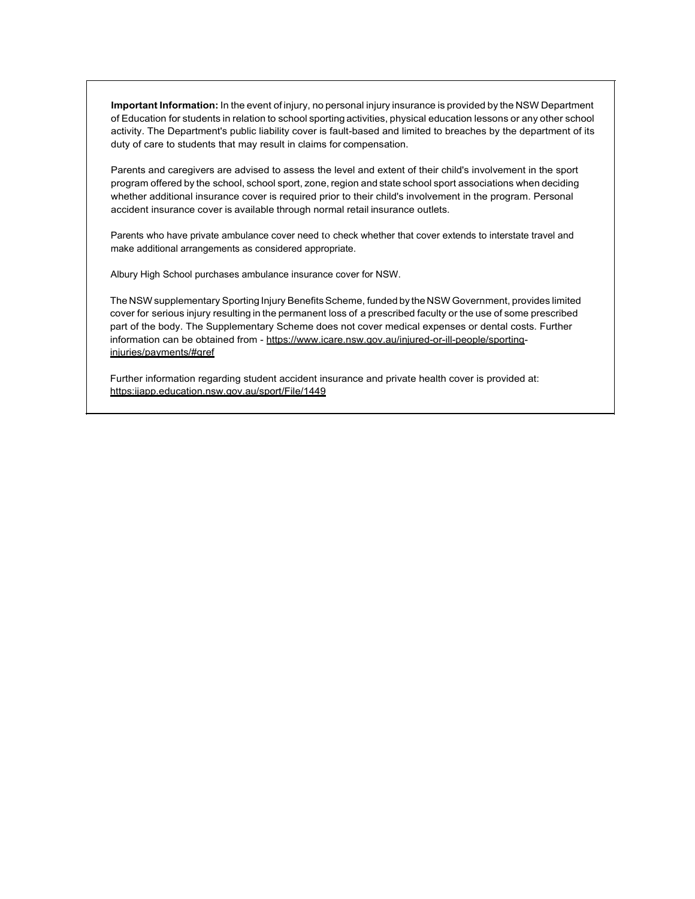**Important Information:** In the event of injury, no personal injury insurance is provided by the NSW Department of Education for students in relation to school sporting activities, physical education lessons or any other school activity. The Department's public liability cover is fault-based and limited to breaches by the department of its duty of care to students that may result in claims for compensation.

Parents and caregivers are advised to assess the level and extent of their child's involvement in the sport program offered by the school, school sport, zone, region and state school sport associations when deciding whether additional insurance cover is required prior to their child's involvement in the program. Personal accident insurance cover is available through normal retail insurance outlets.

Parents who have private ambulance cover need to check whether that cover extends to interstate travel and make additional arrangements as considered appropriate.

Albury High School purchases ambulance insurance cover for NSW.

The NSW supplementary Sporting Injury Benefits Scheme, funded by the NSW Government, provides limited cover for serious injury resulting in the permanent loss of a prescribed faculty or the use of some prescribed part of the body. The Supplementary Scheme does not cover medical expenses or dental costs. Further information can be obtained from - https://www.icare.nsw.gov.au/injured-or-ill-people/sporting-injuries/payments/#gref

Further information regarding student accident insurance and private health cover is provided at: https:ijapp.education.nsw.gov.au/sport/File/1449